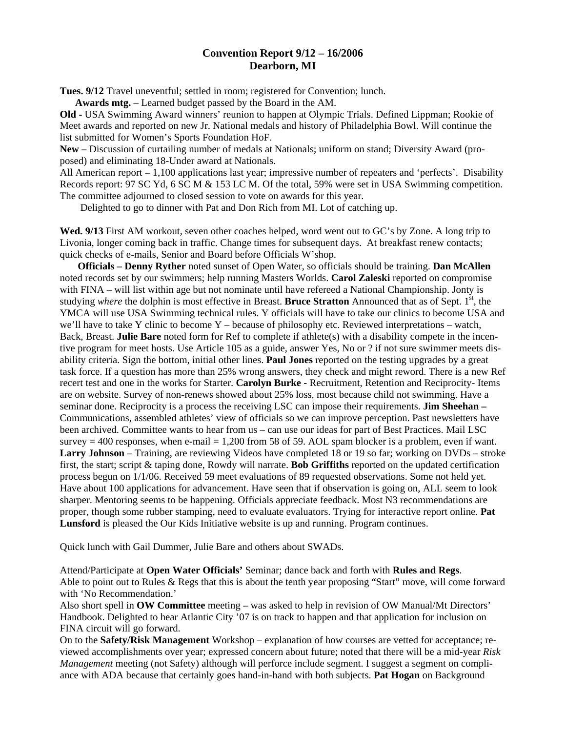# Convention Report 9/12 – 16/2006
## Dearborn, MI

**Tues. 9/12** Travel uneventful; settled in room; registered for Convention; lunch.

**Awards mtg.** – Learned budget passed by the Board in the AM.

**Old -** USA Swimming Award winners' reunion to happen at Olympic Trials. Defined Lippman; Rookie of Meet awards and reported on new Jr. National medals and history of Philadelphia Bowl. Will continue the list submitted for Women's Sports Foundation HoF.

**New –** Discussion of curtailing number of medals at Nationals; uniform on stand; Diversity Award (proposed) and eliminating 18-Under award at Nationals.

All American report – 1,100 applications last year; impressive number of repeaters and 'perfects'. Disability Records report: 97 SC Yd, 6 SC M & 153 LC M. Of the total, 59% were set in USA Swimming competition. The committee adjourned to closed session to vote on awards for this year.

Delighted to go to dinner with Pat and Don Rich from MI. Lot of catching up.

**Wed. 9/13** First AM workout, seven other coaches helped, word went out to GC's by Zone. A long trip to Livonia, longer coming back in traffic. Change times for subsequent days. At breakfast renew contacts; quick checks of e-mails, Senior and Board before Officials W'shop.

**Officials – Denny Ryther** noted sunset of Open Water, so officials should be training. **Dan McAllen** noted records set by our swimmers; help running Masters Worlds. **Carol Zaleski** reported on compromise with FINA – will list within age but not nominate until have refereed a National Championship. Jonty is studying *where* the dolphin is most effective in Breast. **Bruce Stratton** Announced that as of Sept. 1st, the YMCA will use USA Swimming technical rules. Y officials will have to take our clinics to become USA and we'll have to take Y clinic to become Y – because of philosophy etc. Reviewed interpretations – watch, Back, Breast. **Julie Bare** noted form for Ref to complete if athlete(s) with a disability compete in the incentive program for meet hosts. Use Article 105 as a guide, answer Yes, No or ? if not sure swimmer meets disability criteria. Sign the bottom, initial other lines. **Paul Jones** reported on the testing upgrades by a great task force. If a question has more than 25% wrong answers, they check and might reword. There is a new Ref recert test and one in the works for Starter. **Carolyn Burke -** Recruitment, Retention and Reciprocity- Items are on website. Survey of non-renews showed about 25% loss, most because child not swimming. Have a seminar done. Reciprocity is a process the receiving LSC can impose their requirements. **Jim Sheehan –** Communications, assembled athletes' view of officials so we can improve perception. Past newsletters have been archived. Committee wants to hear from us – can use our ideas for part of Best Practices. Mail LSC survey = 400 responses, when e-mail = 1,200 from 58 of 59. AOL spam blocker is a problem, even if want. **Larry Johnson** – Training, are reviewing Videos have completed 18 or 19 so far; working on DVDs – stroke first, the start; script & taping done, Rowdy will narrate. **Bob Griffiths** reported on the updated certification process begun on 1/1/06. Received 59 meet evaluations of 89 requested observations. Some not held yet. Have about 100 applications for advancement. Have seen that if observation is going on, ALL seem to look sharper. Mentoring seems to be happening. Officials appreciate feedback. Most N3 recommendations are proper, though some rubber stamping, need to evaluate evaluators. Trying for interactive report online. **Pat Lunsford** is pleased the Our Kids Initiative website is up and running. Program continues.

Quick lunch with Gail Dummer, Julie Bare and others about SWADs.

Attend/Participate at **Open Water Officials'** Seminar; dance back and forth with **Rules and Regs**.
Able to point out to Rules & Regs that this is about the tenth year proposing "Start" move, will come forward with 'No Recommendation.'
Also short spell in **OW Committee** meeting – was asked to help in revision of OW Manual/Mt Directors' Handbook. Delighted to hear Atlantic City '07 is on track to happen and that application for inclusion on FINA circuit will go forward.
On to the **Safety/Risk Management** Workshop – explanation of how courses are vetted for acceptance; reviewed accomplishments over year; expressed concern about future; noted that there will be a mid-year *Risk Management* meeting (not Safety) although will perforce include segment. I suggest a segment on compliance with ADA because that certainly goes hand-in-hand with both subjects. **Pat Hogan** on Background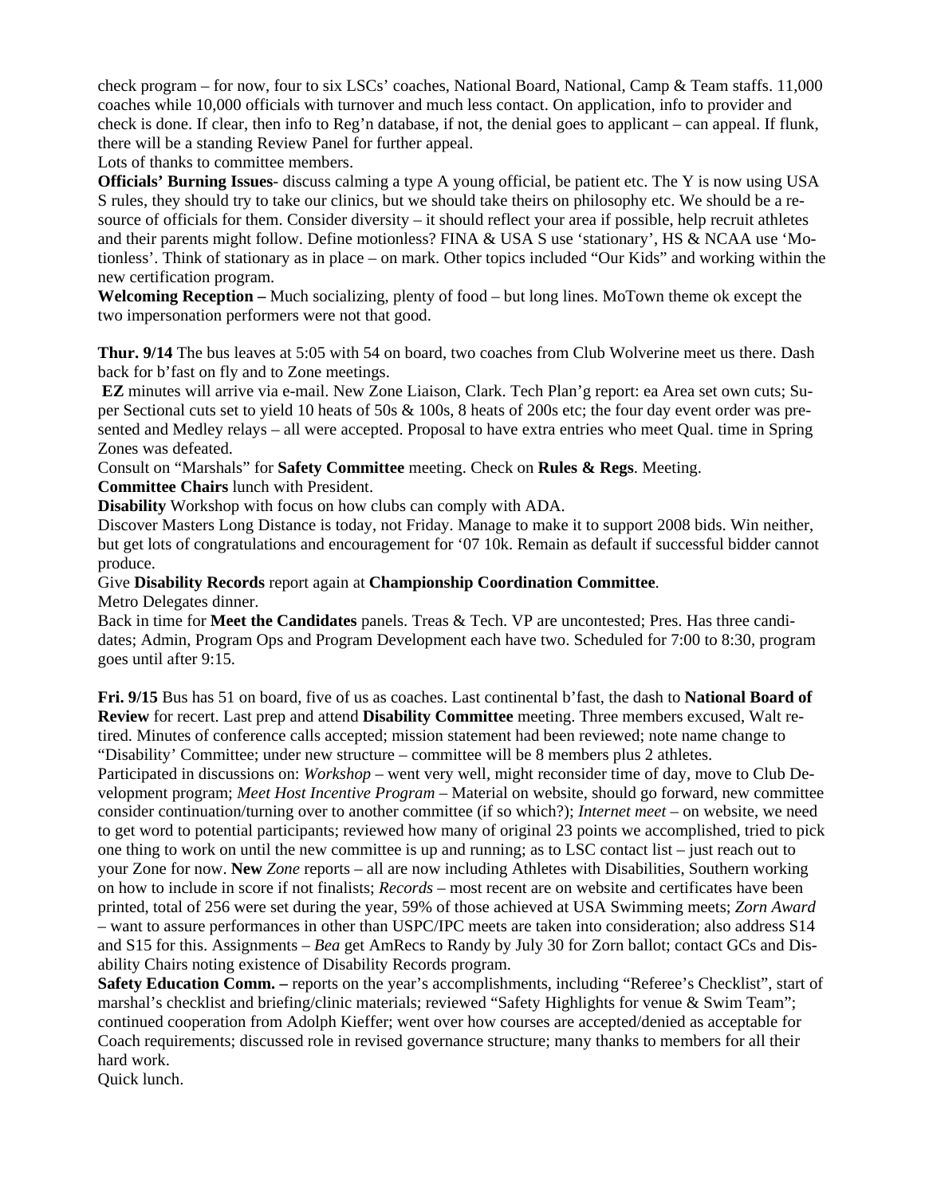check program – for now, four to six LSCs' coaches, National Board, National, Camp & Team staffs. 11,000 coaches while 10,000 officials with turnover and much less contact. On application, info to provider and check is done. If clear, then info to Reg'n database, if not, the denial goes to applicant – can appeal. If flunk, there will be a standing Review Panel for further appeal.

Lots of thanks to committee members.

**Officials' Burning Issues**- discuss calming a type A young official, be patient etc. The Y is now using USA S rules, they should try to take our clinics, but we should take theirs on philosophy etc. We should be a resource of officials for them. Consider diversity – it should reflect your area if possible, help recruit athletes and their parents might follow. Define motionless? FINA & USA S use 'stationary', HS & NCAA use 'Motionless'. Think of stationary as in place – on mark. Other topics included "Our Kids" and working within the new certification program.

**Welcoming Reception –** Much socializing, plenty of food – but long lines. MoTown theme ok except the two impersonation performers were not that good.

**Thur. 9/14** The bus leaves at 5:05 with 54 on board, two coaches from Club Wolverine meet us there. Dash back for b'fast on fly and to Zone meetings.

**EZ** minutes will arrive via e-mail. New Zone Liaison, Clark. Tech Plan'g report: ea Area set own cuts; Super Sectional cuts set to yield 10 heats of 50s & 100s, 8 heats of 200s etc; the four day event order was presented and Medley relays – all were accepted. Proposal to have extra entries who meet Qual. time in Spring Zones was defeated.

Consult on "Marshals" for **Safety Committee** meeting. Check on **Rules & Regs**. Meeting.

**Committee Chairs** lunch with President.

**Disability** Workshop with focus on how clubs can comply with ADA.

Discover Masters Long Distance is today, not Friday. Manage to make it to support 2008 bids. Win neither, but get lots of congratulations and encouragement for '07 10k. Remain as default if successful bidder cannot produce.

Give **Disability Records** report again at **Championship Coordination Committee**.

Metro Delegates dinner.

Back in time for **Meet the Candidates** panels. Treas & Tech. VP are uncontested; Pres. Has three candidates; Admin, Program Ops and Program Development each have two. Scheduled for 7:00 to 8:30, program goes until after 9:15.

**Fri. 9/15** Bus has 51 on board, five of us as coaches. Last continental b'fast, the dash to **National Board of Review** for recert. Last prep and attend **Disability Committee** meeting. Three members excused, Walt retired. Minutes of conference calls accepted; mission statement had been reviewed; note name change to "Disability' Committee; under new structure – committee will be 8 members plus 2 athletes.

Participated in discussions on: *Workshop* – went very well, might reconsider time of day, move to Club Development program; *Meet Host Incentive Program* – Material on website, should go forward, new committee consider continuation/turning over to another committee (if so which?); *Internet meet* – on website, we need to get word to potential participants; reviewed how many of original 23 points we accomplished, tried to pick one thing to work on until the new committee is up and running; as to LSC contact list – just reach out to your Zone for now. **New** *Zone* reports – all are now including Athletes with Disabilities, Southern working on how to include in score if not finalists; *Records* – most recent are on website and certificates have been printed, total of 256 were set during the year, 59% of those achieved at USA Swimming meets; *Zorn Award* – want to assure performances in other than USPC/IPC meets are taken into consideration; also address S14 and S15 for this. Assignments – *Bea* get AmRecs to Randy by July 30 for Zorn ballot; contact GCs and Disability Chairs noting existence of Disability Records program.

**Safety Education Comm. –** reports on the year's accomplishments, including "Referee's Checklist", start of marshal's checklist and briefing/clinic materials; reviewed "Safety Highlights for venue & Swim Team"; continued cooperation from Adolph Kieffer; went over how courses are accepted/denied as acceptable for Coach requirements; discussed role in revised governance structure; many thanks to members for all their hard work.

Quick lunch.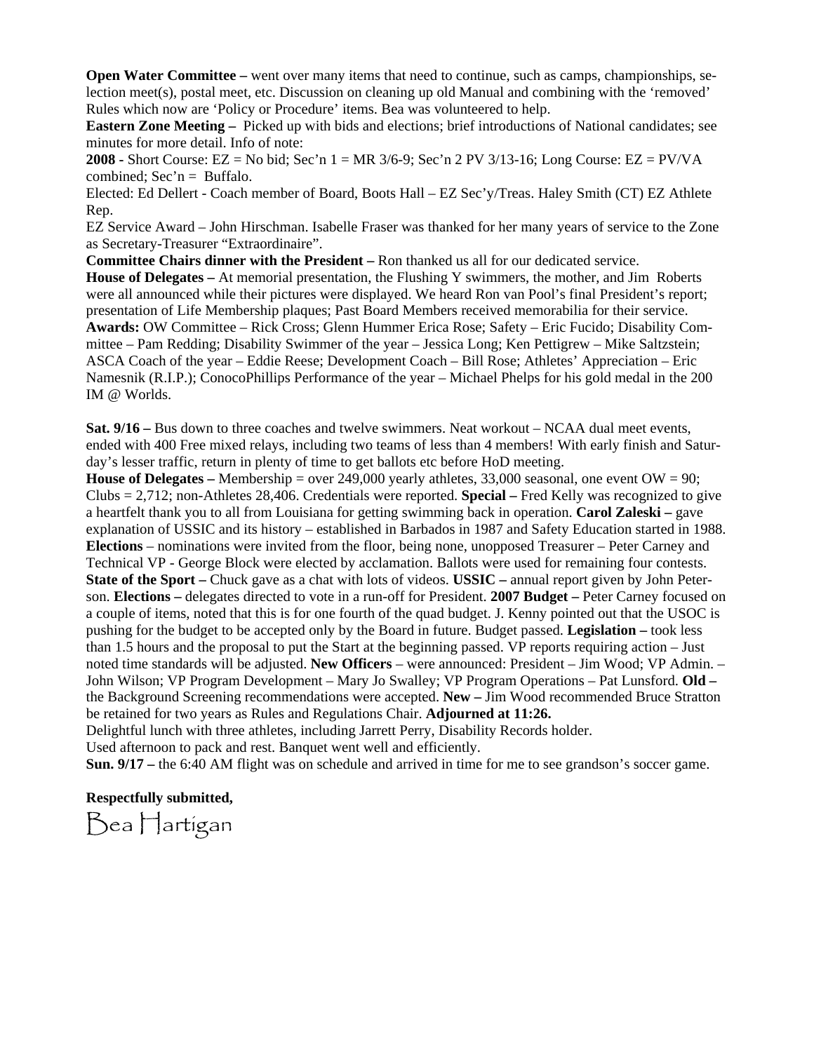**Open Water Committee –** went over many items that need to continue, such as camps, championships, selection meet(s), postal meet, etc. Discussion on cleaning up old Manual and combining with the 'removed' Rules which now are 'Policy or Procedure' items. Bea was volunteered to help.

**Eastern Zone Meeting –** Picked up with bids and elections; brief introductions of National candidates; see minutes for more detail. Info of note:

**2008 -** Short Course: EZ = No bid; Sec'n 1 = MR 3/6-9; Sec'n 2 PV 3/13-16; Long Course: EZ = PV/VA combined; Sec'n = Buffalo.

Elected: Ed Dellert - Coach member of Board, Boots Hall – EZ Sec'y/Treas. Haley Smith (CT) EZ Athlete Rep.

EZ Service Award – John Hirschman. Isabelle Fraser was thanked for her many years of service to the Zone as Secretary-Treasurer "Extraordinaire".

**Committee Chairs dinner with the President –** Ron thanked us all for our dedicated service.

**House of Delegates –** At memorial presentation, the Flushing Y swimmers, the mother, and Jim Roberts were all announced while their pictures were displayed. We heard Ron van Pool's final President's report; presentation of Life Membership plaques; Past Board Members received memorabilia for their service.

**Awards:** OW Committee – Rick Cross; Glenn Hummer Erica Rose; Safety – Eric Fucido; Disability Committee – Pam Redding; Disability Swimmer of the year – Jessica Long; Ken Pettigrew – Mike Saltzstein; ASCA Coach of the year – Eddie Reese; Development Coach – Bill Rose; Athletes' Appreciation – Eric Namesnik (R.I.P.); ConocoPhillips Performance of the year – Michael Phelps for his gold medal in the 200 IM @ Worlds.

**Sat. 9/16 –** Bus down to three coaches and twelve swimmers. Neat workout – NCAA dual meet events, ended with 400 Free mixed relays, including two teams of less than 4 members! With early finish and Saturday's lesser traffic, return in plenty of time to get ballots etc before HoD meeting.

**House of Delegates –** Membership = over 249,000 yearly athletes, 33,000 seasonal, one event OW = 90; Clubs = 2,712; non-Athletes 28,406. Credentials were reported. **Special –** Fred Kelly was recognized to give a heartfelt thank you to all from Louisiana for getting swimming back in operation. **Carol Zaleski –** gave explanation of USSIC and its history – established in Barbados in 1987 and Safety Education started in 1988. **Elections** – nominations were invited from the floor, being none, unopposed Treasurer – Peter Carney and Technical VP - George Block were elected by acclamation. Ballots were used for remaining four contests. **State of the Sport –** Chuck gave as a chat with lots of videos. **USSIC –** annual report given by John Peterson. **Elections –** delegates directed to vote in a run-off for President. **2007 Budget –** Peter Carney focused on a couple of items, noted that this is for one fourth of the quad budget. J. Kenny pointed out that the USOC is pushing for the budget to be accepted only by the Board in future. Budget passed. **Legislation –** took less than 1.5 hours and the proposal to put the Start at the beginning passed. VP reports requiring action – Just noted time standards will be adjusted. **New Officers** – were announced: President – Jim Wood; VP Admin. – John Wilson; VP Program Development – Mary Jo Swalley; VP Program Operations – Pat Lunsford. **Old –** the Background Screening recommendations were accepted. **New –** Jim Wood recommended Bruce Stratton be retained for two years as Rules and Regulations Chair. **Adjourned at 11:26.**

Delightful lunch with three athletes, including Jarrett Perry, Disability Records holder.

Used afternoon to pack and rest. Banquet went well and efficiently.

**Sun. 9/17 –** the 6:40 AM flight was on schedule and arrived in time for me to see grandson's soccer game.

**Respectfully submitted,**

Bea Hartigan